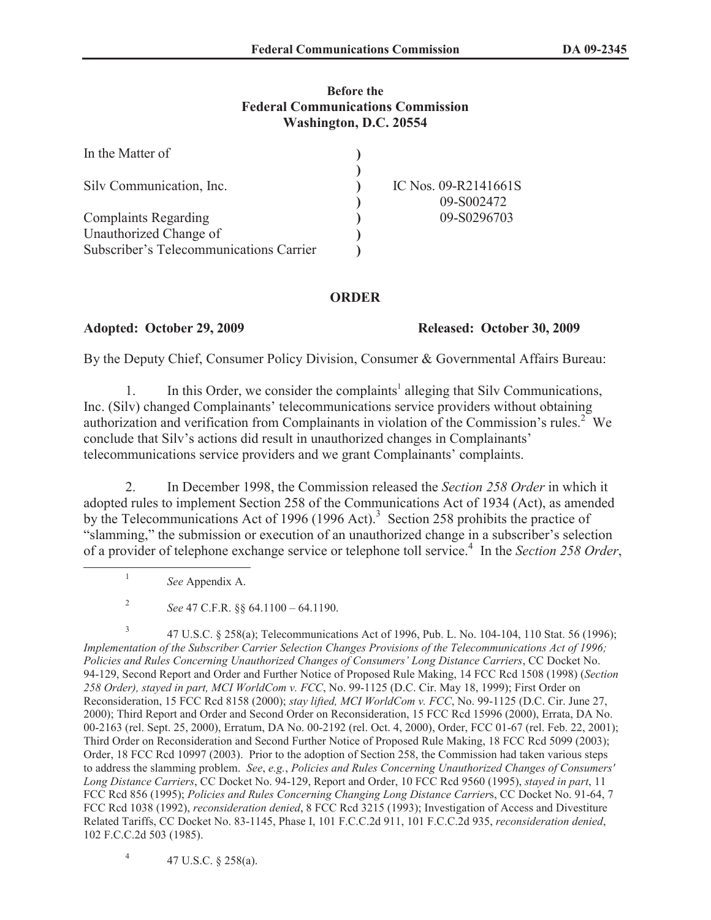**Before the**
**Federal Communications Commission**
**Washington, D.C. 20554**

| | | |
|---|---|---|
| In the Matter of | ) | |
| | ) | |
| Silv Communication, Inc. | ) | IC Nos. 09-R2141661S |
| | ) | 09-S002472 |
| Complaints Regarding | ) | 09-S0296703 |
| Unauthorized Change of | ) | |
| Subscriber's Telecommunications Carrier | ) | |

**ORDER**

**Adopted: October 29, 2009** **Released: October 30, 2009**

By the Deputy Chief, Consumer Policy Division, Consumer & Governmental Affairs Bureau:

1. In this Order, we consider the complaints[1] alleging that Silv Communications, Inc. (Silv) changed Complainants' telecommunications service providers without obtaining authorization and verification from Complainants in violation of the Commission's rules.[2] We conclude that Silv's actions did result in unauthorized changes in Complainants' telecommunications service providers and we grant Complainants' complaints.

2. In December 1998, the Commission released the *Section 258 Order* in which it adopted rules to implement Section 258 of the Communications Act of 1934 (Act), as amended by the Telecommunications Act of 1996 (1996 Act).[3] Section 258 prohibits the practice of "slamming," the submission or execution of an unauthorized change in a subscriber's selection of a provider of telephone exchange service or telephone toll service.[4] In the *Section 258 Order*,

---

[1] *See* Appendix A.

[2] *See* 47 C.F.R. §§ 64.1100 – 64.1190.

[3] 47 U.S.C. § 258(a); Telecommunications Act of 1996, Pub. L. No. 104-104, 110 Stat. 56 (1996); *Implementation of the Subscriber Carrier Selection Changes Provisions of the Telecommunications Act of 1996; Policies and Rules Concerning Unauthorized Changes of Consumers' Long Distance Carriers*, CC Docket No. 94-129, Second Report and Order and Further Notice of Proposed Rule Making, 14 FCC Rcd 1508 (1998) (*Section 258 Order), stayed in part, MCI WorldCom v. FCC*, No. 99-1125 (D.C. Cir. May 18, 1999); First Order on Reconsideration, 15 FCC Rcd 8158 (2000); *stay lifted, MCI WorldCom v. FCC*, No. 99-1125 (D.C. Cir. June 27, 2000); Third Report and Order and Second Order on Reconsideration, 15 FCC Rcd 15996 (2000), Errata, DA No. 00-2163 (rel. Sept. 25, 2000), Erratum, DA No. 00-2192 (rel. Oct. 4, 2000), Order, FCC 01-67 (rel. Feb. 22, 2001); Third Order on Reconsideration and Second Further Notice of Proposed Rule Making, 18 FCC Rcd 5099 (2003); Order, 18 FCC Rcd 10997 (2003). Prior to the adoption of Section 258, the Commission had taken various steps to address the slamming problem. *See*, *e.g.*, *Policies and Rules Concerning Unauthorized Changes of Consumers' Long Distance Carriers*, CC Docket No. 94-129, Report and Order, 10 FCC Rcd 9560 (1995), *stayed in part*, 11 FCC Rcd 856 (1995); *Policies and Rules Concerning Changing Long Distance Carrier*s, CC Docket No. 91-64, 7 FCC Rcd 1038 (1992), *reconsideration denied*, 8 FCC Rcd 3215 (1993); Investigation of Access and Divestiture Related Tariffs, CC Docket No. 83-1145, Phase I, 101 F.C.C.2d 911, 101 F.C.C.2d 935, *reconsideration denied*, 102 F.C.C.2d 503 (1985).

[4] 47 U.S.C. § 258(a).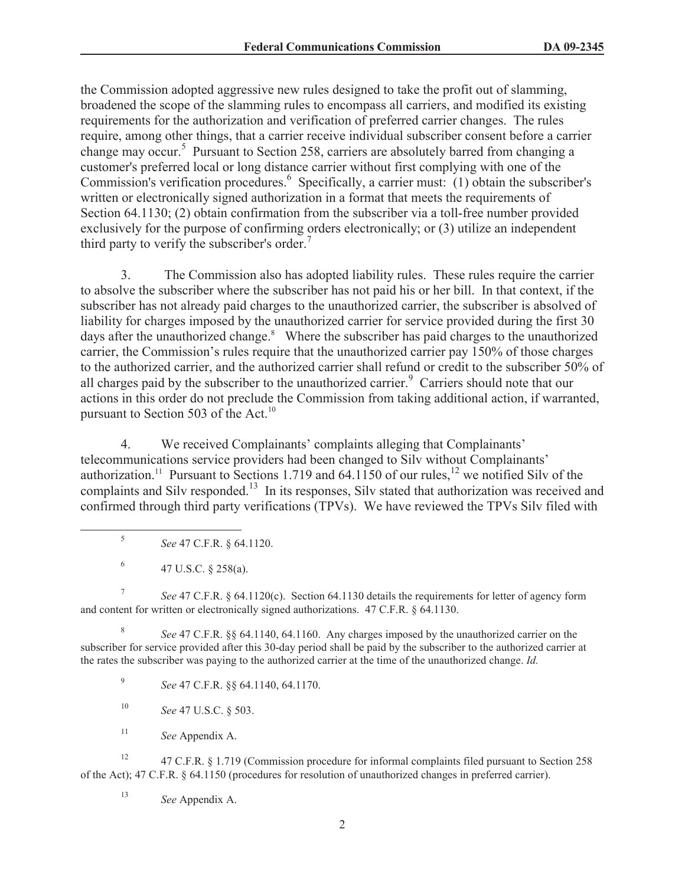the Commission adopted aggressive new rules designed to take the profit out of slamming, broadened the scope of the slamming rules to encompass all carriers, and modified its existing requirements for the authorization and verification of preferred carrier changes. The rules require, among other things, that a carrier receive individual subscriber consent before a carrier change may occur.[5] Pursuant to Section 258, carriers are absolutely barred from changing a customer's preferred local or long distance carrier without first complying with one of the Commission's verification procedures.[6] Specifically, a carrier must: (1) obtain the subscriber's written or electronically signed authorization in a format that meets the requirements of Section 64.1130; (2) obtain confirmation from the subscriber via a toll-free number provided exclusively for the purpose of confirming orders electronically; or (3) utilize an independent third party to verify the subscriber's order.[7]

3. The Commission also has adopted liability rules. These rules require the carrier to absolve the subscriber where the subscriber has not paid his or her bill. In that context, if the subscriber has not already paid charges to the unauthorized carrier, the subscriber is absolved of liability for charges imposed by the unauthorized carrier for service provided during the first 30 days after the unauthorized change.[8] Where the subscriber has paid charges to the unauthorized carrier, the Commission's rules require that the unauthorized carrier pay 150% of those charges to the authorized carrier, and the authorized carrier shall refund or credit to the subscriber 50% of all charges paid by the subscriber to the unauthorized carrier.[9] Carriers should note that our actions in this order do not preclude the Commission from taking additional action, if warranted, pursuant to Section 503 of the Act.[10]

4. We received Complainants' complaints alleging that Complainants' telecommunications service providers had been changed to Silv without Complainants' authorization.[11] Pursuant to Sections 1.719 and 64.1150 of our rules,[12] we notified Silv of the complaints and Silv responded.[13] In its responses, Silv stated that authorization was received and confirmed through third party verifications (TPVs). We have reviewed the TPVs Silv filed with

---

[5] *See* 47 C.F.R. § 64.1120.

[6] 47 U.S.C. § 258(a).

[7] *See* 47 C.F.R. § 64.1120(c). Section 64.1130 details the requirements for letter of agency form and content for written or electronically signed authorizations. 47 C.F.R. § 64.1130.

[8] *See* 47 C.F.R. §§ 64.1140, 64.1160. Any charges imposed by the unauthorized carrier on the subscriber for service provided after this 30-day period shall be paid by the subscriber to the authorized carrier at the rates the subscriber was paying to the authorized carrier at the time of the unauthorized change. *Id.*

[9] *See* 47 C.F.R. §§ 64.1140, 64.1170.

[10] *See* 47 U.S.C. § 503.

[11] *See* Appendix A.

[12] 47 C.F.R. § 1.719 (Commission procedure for informal complaints filed pursuant to Section 258 of the Act); 47 C.F.R. § 64.1150 (procedures for resolution of unauthorized changes in preferred carrier).

[13] *See* Appendix A.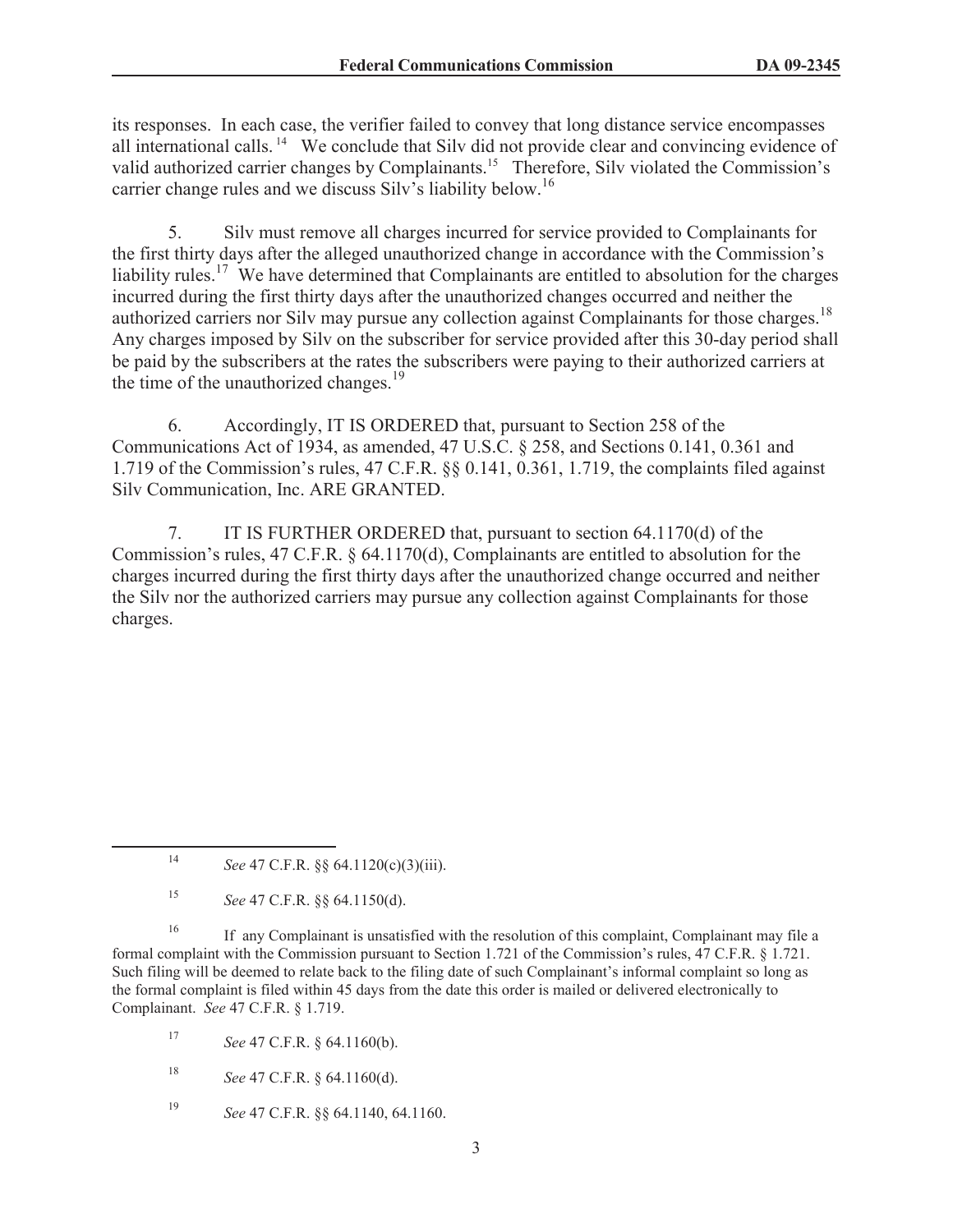its responses. In each case, the verifier failed to convey that long distance service encompasses all international calls.[14] We conclude that Silv did not provide clear and convincing evidence of valid authorized carrier changes by Complainants.[15] Therefore, Silv violated the Commission's carrier change rules and we discuss Silv's liability below.[16]

5. Silv must remove all charges incurred for service provided to Complainants for the first thirty days after the alleged unauthorized change in accordance with the Commission's liability rules.[17] We have determined that Complainants are entitled to absolution for the charges incurred during the first thirty days after the unauthorized changes occurred and neither the authorized carriers nor Silv may pursue any collection against Complainants for those charges.[18] Any charges imposed by Silv on the subscriber for service provided after this 30-day period shall be paid by the subscribers at the rates the subscribers were paying to their authorized carriers at the time of the unauthorized changes.[19]

6. Accordingly, IT IS ORDERED that, pursuant to Section 258 of the Communications Act of 1934, as amended, 47 U.S.C. § 258, and Sections 0.141, 0.361 and 1.719 of the Commission's rules, 47 C.F.R. §§ 0.141, 0.361, 1.719, the complaints filed against Silv Communication, Inc. ARE GRANTED.

7. IT IS FURTHER ORDERED that, pursuant to section 64.1170(d) of the Commission's rules, 47 C.F.R. § 64.1170(d), Complainants are entitled to absolution for the charges incurred during the first thirty days after the unauthorized change occurred and neither the Silv nor the authorized carriers may pursue any collection against Complainants for those charges.

---

[14] *See* 47 C.F.R. §§ 64.1120(c)(3)(iii).

[15] *See* 47 C.F.R. §§ 64.1150(d).

[16] If any Complainant is unsatisfied with the resolution of this complaint, Complainant may file a formal complaint with the Commission pursuant to Section 1.721 of the Commission's rules, 47 C.F.R. § 1.721. Such filing will be deemed to relate back to the filing date of such Complainant's informal complaint so long as the formal complaint is filed within 45 days from the date this order is mailed or delivered electronically to Complainant. *See* 47 C.F.R. § 1.719.

[17] *See* 47 C.F.R. § 64.1160(b).

[18] *See* 47 C.F.R. § 64.1160(d).

[19] *See* 47 C.F.R. §§ 64.1140, 64.1160.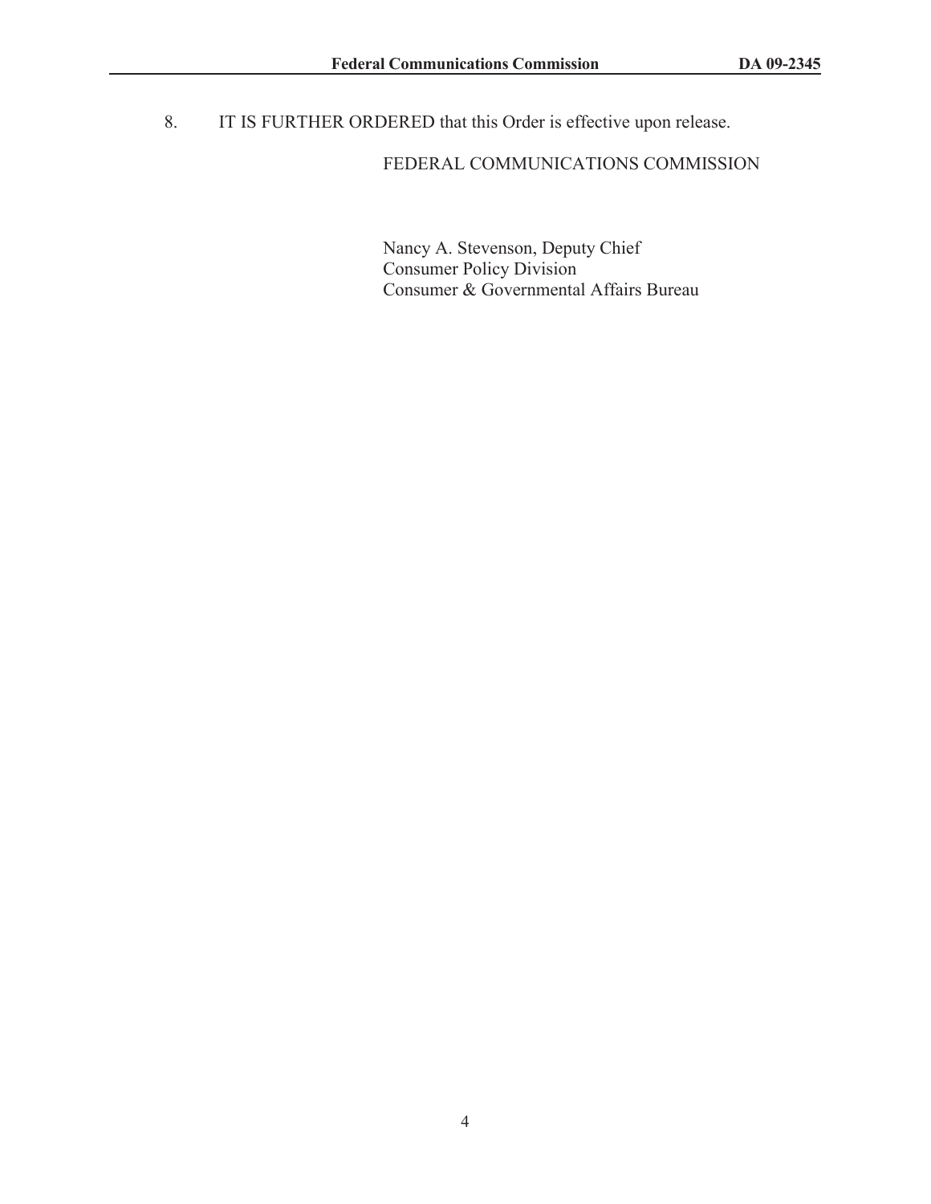8. IT IS FURTHER ORDERED that this Order is effective upon release.

FEDERAL COMMUNICATIONS COMMISSION

Nancy A. Stevenson, Deputy Chief
Consumer Policy Division
Consumer & Governmental Affairs Bureau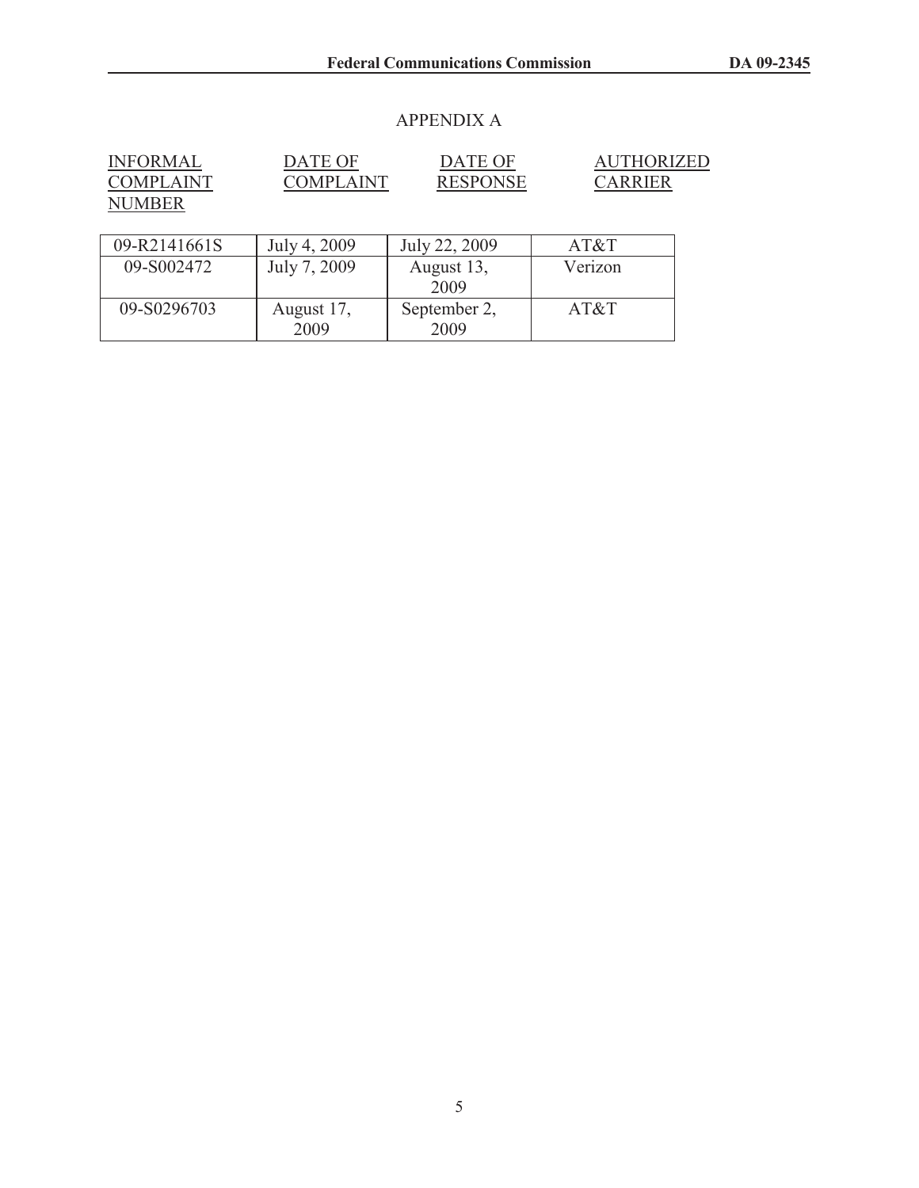## APPENDIX A

| INFORMAL COMPLAINT NUMBER | DATE OF COMPLAINT | DATE OF RESPONSE | AUTHORIZED CARRIER |
|---|---|---|---|
| 09-R2141661S | July 4, 2009 | July 22, 2009 | AT&T |
| 09-S002472 | July 7, 2009 | August 13, 2009 | Verizon |
| 09-S0296703 | August 17, 2009 | September 2, 2009 | AT&T |